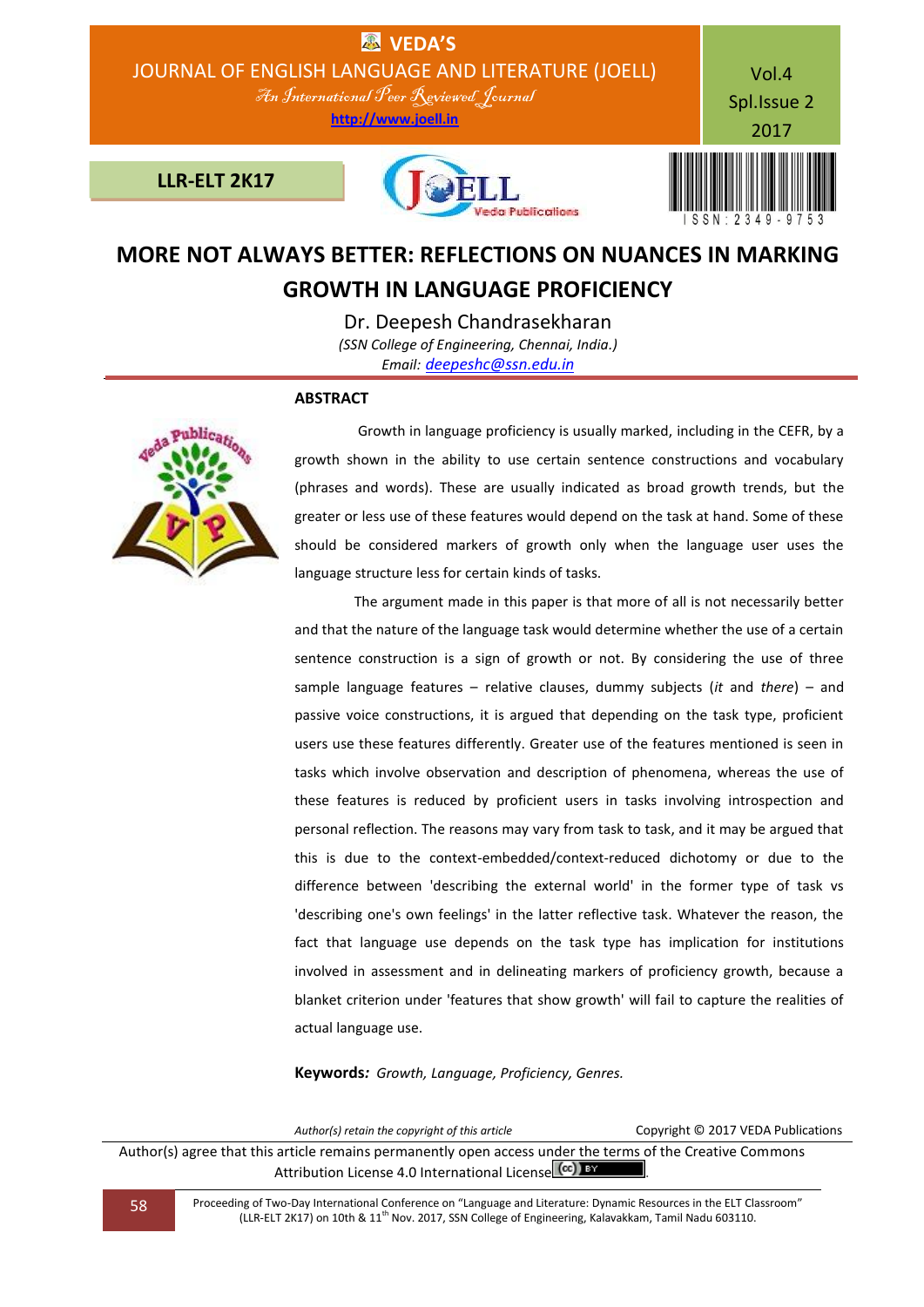# MORE NOT ALWAYS BETTER: REFLECTIONS ON NUANCES IN MARKING GROWTH IN LANGUAGE PROFICIENCY

**Dr. Deepesh Chandrasekharan**

*(SSN College of Engineering, Chennai, India.)*

*Email: deepeshc@ssn.edu.in*

## ABSTRACT

Growth in language proficiency is usually marked, including in the CEFR, by a growth shown in the ability to use certain sentence constructions and vocabulary (phrases and words). These are usually indicated as broad growth trends, but the greater or less use of these features would depend on the task at hand. Some of these should be considered markers of growth only when the language user uses the language structure less for certain kinds of tasks.

The argument made in this paper is that more of all is not necessarily better and that the nature of the language task would determine whether the use of a certain sentence construction is a sign of growth or not. By considering the use of three sample language features – relative clauses, dummy subjects (*it* and *there*) – and passive voice constructions, it is argued that depending on the task type, proficient users use these features differently. Greater use of the features mentioned is seen in tasks which involve observation and description of phenomena, whereas the use of these features is reduced by proficient users in tasks involving introspection and personal reflection. The reasons may vary from task to task, and it may be argued that this is due to the context-embedded/context-reduced dichotomy or due to the difference between 'describing the external world' in the former type of task vs 'describing one's own feelings' in the latter reflective task. Whatever the reason, the fact that language use depends on the task type has implication for institutions involved in assessment and in delineating markers of proficiency growth, because a blanket criterion under 'features that show growth' will fail to capture the realities of actual language use.

**Keywords***: Growth, Language, Proficiency, Genres.*

*Author(s) retain the copyright of this article* Copyright © 2017 VEDA Publications

Author(s) agree that this article remains permanently open access under the terms of the Creative Commons Attribution License 4.0 International License.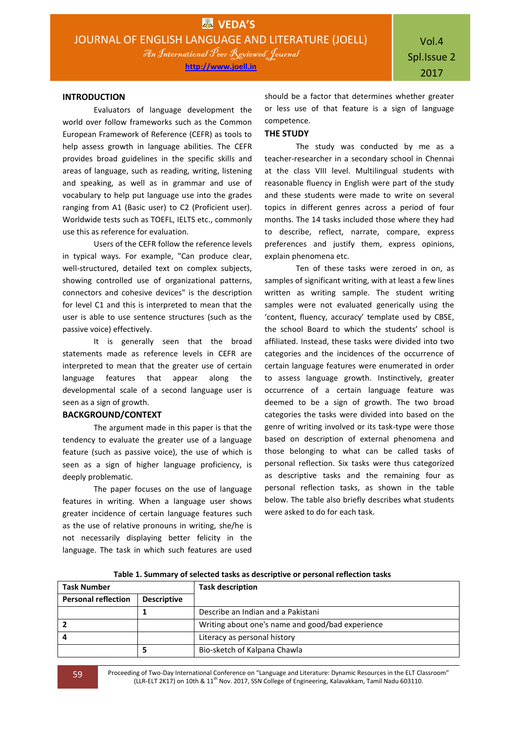## INTRODUCTION

Evaluators of language development the world over follow frameworks such as the Common European Framework of Reference (CEFR) as tools to help assess growth in language abilities. The CEFR provides broad guidelines in the specific skills and areas of language, such as reading, writing, listening and speaking, as well as in grammar and use of vocabulary to help put language use into the grades ranging from A1 (Basic user) to C2 (Proficient user). Worldwide tests such as TOEFL, IELTS etc., commonly use this as reference for evaluation.

Users of the CEFR follow the reference levels in typical ways. For example, "Can produce clear, well-structured, detailed text on complex subjects, showing controlled use of organizational patterns, connectors and cohesive devices" is the description for level C1 and this is interpreted to mean that the user is able to use sentence structures (such as the passive voice) effectively.

It is generally seen that the broad statements made as reference levels in CEFR are interpreted to mean that the greater use of certain language features that appear along the developmental scale of a second language user is seen as a sign of growth.

## BACKGROUND/CONTEXT

The argument made in this paper is that the tendency to evaluate the greater use of a language feature (such as passive voice), the use of which is seen as a sign of higher language proficiency, is deeply problematic.

The paper focuses on the use of language features in writing. When a language user shows greater incidence of certain language features such as the use of relative pronouns in writing, she/he is not necessarily displaying better felicity in the language. The task in which such features are used should be a factor that determines whether greater or less use of that feature is a sign of language competence.

## THE STUDY

The study was conducted by me as a teacher-researcher in a secondary school in Chennai at the class VIII level. Multilingual students with reasonable fluency in English were part of the study and these students were made to write on several topics in different genres across a period of four months. The 14 tasks included those where they had to describe, reflect, narrate, compare, express preferences and justify them, express opinions, explain phenomena etc.

Ten of these tasks were zeroed in on, as samples of significant writing, with at least a few lines written as writing sample. The student writing samples were not evaluated generically using the 'content, fluency, accuracy' template used by CBSE, the school Board to which the students' school is affiliated. Instead, these tasks were divided into two categories and the incidences of the occurrence of certain language features were enumerated in order to assess language growth. Instinctively, greater occurrence of a certain language feature was deemed to be a sign of growth. The two broad categories the tasks were divided into based on the genre of writing involved or its task-type were those based on description of external phenomena and those belonging to what can be called tasks of personal reflection. Six tasks were thus categorized as descriptive tasks and the remaining four as personal reflection tasks, as shown in the table below. The table also briefly describes what students were asked to do for each task.

**Table 1. Summary of selected tasks as descriptive or personal reflection tasks**

| Task Number | | Task description |
|---|---|---|
| **Personal reflection** | **Descriptive** | |
| | **1** | Describe an Indian and a Pakistani |
| **2** | | Writing about one's name and good/bad experience |
| **4** | | Literacy as personal history |
| | **5** | Bio-sketch of Kalpana Chawla |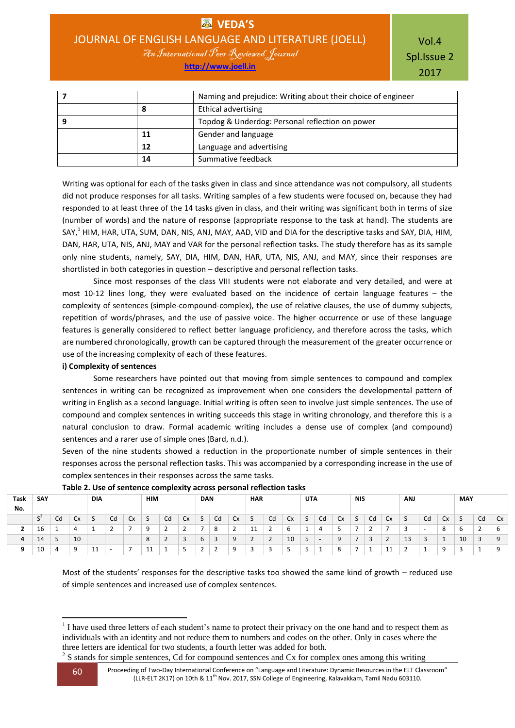| 7 | | Naming and prejudice: Writing about their choice of engineer |
|---|---|---|
| | 8 | Ethical advertising |
| 9 | | Topdog & Underdog: Personal reflection on power |
| | 11 | Gender and language |
| | 12 | Language and advertising |
| | 14 | Summative feedback |

Writing was optional for each of the tasks given in class and since attendance was not compulsory, all students did not produce responses for all tasks. Writing samples of a few students were focused on, because they had responded to at least three of the 14 tasks given in class, and their writing was significant both in terms of size (number of words) and the nature of response (appropriate response to the task at hand). The students are SAY,[1] HIM, HAR, UTA, SUM, DAN, NIS, ANJ, MAY, AAD, VID and DIA for the descriptive tasks and SAY, DIA, HIM, DAN, HAR, UTA, NIS, ANJ, MAY and VAR for the personal reflection tasks. The study therefore has as its sample only nine students, namely, SAY, DIA, HIM, DAN, HAR, UTA, NIS, ANJ, and MAY, since their responses are shortlisted in both categories in question – descriptive and personal reflection tasks.

Since most responses of the class VIII students were not elaborate and very detailed, and were at most 10-12 lines long, they were evaluated based on the incidence of certain language features – the complexity of sentences (simple-compound-complex), the use of relative clauses, the use of dummy subjects, repetition of words/phrases, and the use of passive voice. The higher occurrence or use of these language features is generally considered to reflect better language proficiency, and therefore across the tasks, which are numbered chronologically, growth can be captured through the measurement of the greater occurrence or use of the increasing complexity of each of these features.

**i) Complexity of sentences**

Some researchers have pointed out that moving from simple sentences to compound and complex sentences in writing can be recognized as improvement when one considers the developmental pattern of writing in English as a second language. Initial writing is often seen to involve just simple sentences. The use of compound and complex sentences in writing succeeds this stage in writing chronology, and therefore this is a natural conclusion to draw. Formal academic writing includes a dense use of complex (and compound) sentences and a rarer use of simple ones (Bard, n.d.).

Seven of the nine students showed a reduction in the proportionate number of simple sentences in their responses across the personal reflection tasks. This was accompanied by a corresponding increase in the use of complex sentences in their responses across the same tasks.

**Table 2. Use of sentence complexity across personal reflection tasks**

| Task No. | SAY | | | DIA | | | HIM | | | DAN | | | HAR | | | UTA | | | NIS | | | ANJ | | | MAY | | |
|---|---|---|---|---|---|---|---|---|---|---|---|---|---|---|---|---|---|---|---|---|---|---|---|---|---|---|---|
| | S[2] | Cd | Cx | S | Cd | Cx | S | Cd | Cx | S | Cd | Cx | S | Cd | Cx | S | Cd | Cx | S | Cd | Cx | S | Cd | Cx | S | Cd | Cx |
| 2 | 16 | 1 | 4 | 1 | 2 | 7 | 9 | 2 | 2 | 7 | 8 | 2 | 11 | 2 | 6 | 1 | 4 | 5 | 7 | 2 | 7 | 3 | - | 8 | 6 | 2 | 6 |
| 4 | 14 | 5 | 10 | | | | 8 | 2 | 3 | 6 | 3 | 9 | 2 | 2 | 10 | 5 | - | 9 | 7 | 3 | 2 | 13 | 3 | 1 | 10 | 3 | 9 |
| 9 | 10 | 4 | 9 | 11 | - | 7 | 11 | 1 | 5 | 2 | 2 | 9 | 3 | 3 | 5 | 5 | 1 | 8 | 7 | 1 | 11 | 2 | 1 | 9 | 3 | 1 | 9 |

Most of the students' responses for the descriptive tasks too showed the same kind of growth – reduced use of simple sentences and increased use of complex sentences.

---

[1] I have used three letters of each student's name to protect their privacy on the one hand and to respect them as individuals with an identity and not reduce them to numbers and codes on the other. Only in cases where the three letters are identical for two students, a fourth letter was added for both.

[2] S stands for simple sentences, Cd for compound sentences and Cx for complex ones among this writing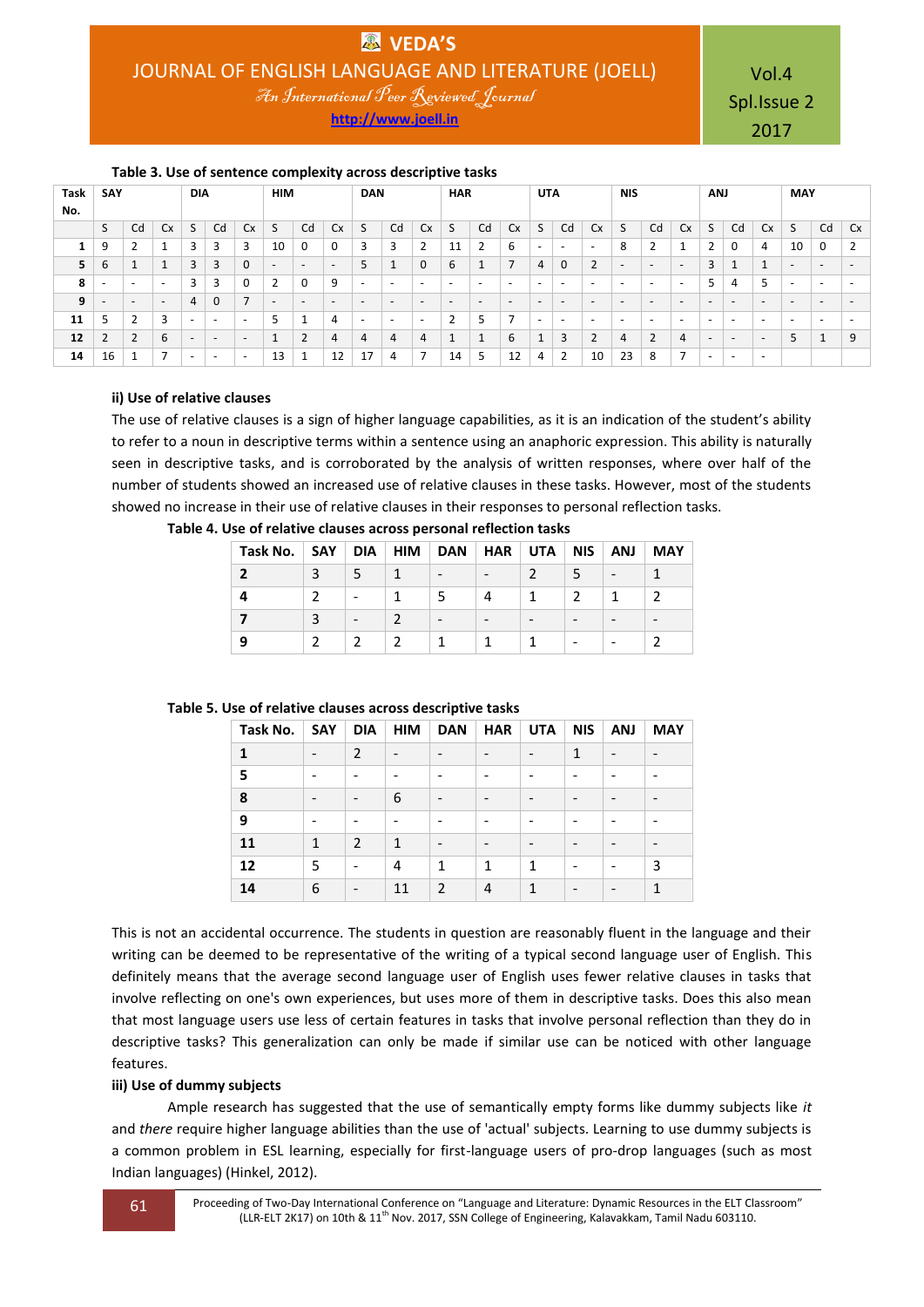**Table 3. Use of sentence complexity across descriptive tasks**

| Task No. | SAY | | | DIA | | | HIM | | | DAN | | | HAR | | | UTA | | | NIS | | | ANJ | | | MAY | | |
|---|---|---|---|---|---|---|---|---|---|---|---|---|---|---|---|---|---|---|---|---|---|---|---|---|---|---|---|
| | S | Cd | Cx | S | Cd | Cx | S | Cd | Cx | S | Cd | Cx | S | Cd | Cx | S | Cd | Cx | S | Cd | Cx | S | Cd | Cx | S | Cd | Cx |
| **1** | 9 | 2 | 1 | 3 | 3 | 3 | 10 | 0 | 0 | 3 | 3 | 2 | 11 | 2 | 6 | - | - | - | 8 | 2 | 1 | 2 | 0 | 4 | 10 | 0 | 2 |
| **5** | 6 | 1 | 1 | 3 | 3 | 0 | - | - | - | 5 | 1 | 0 | 6 | 1 | 7 | 4 | 0 | 2 | - | - | - | 3 | 1 | 1 | - | - | - |
| **8** | - | - | - | 3 | 3 | 0 | 2 | 0 | 9 | - | - | - | - | - | - | - | - | - | - | - | - | 5 | 4 | 5 | - | - | - |
| **9** | - | - | - | 4 | 0 | 7 | - | - | - | - | - | - | - | - | - | - | - | - | - | - | - | - | - | - | - | - | - |
| **11** | 5 | 2 | 3 | - | - | - | 5 | 1 | 4 | - | - | - | 2 | 5 | 7 | - | - | - | - | - | - | - | - | - | - | - | - |
| **12** | 2 | 2 | 6 | - | - | - | 1 | 2 | 4 | 4 | 4 | 4 | 1 | 1 | 6 | 1 | 3 | 2 | 4 | 2 | 4 | - | - | - | 5 | 1 | 9 |
| **14** | 16 | 1 | 7 | - | - | - | 13 | 1 | 12 | 17 | 4 | 7 | 14 | 5 | 12 | 4 | 2 | 10 | 23 | 8 | 7 | - | - | - | | | |

**ii) Use of relative clauses**

The use of relative clauses is a sign of higher language capabilities, as it is an indication of the student's ability to refer to a noun in descriptive terms within a sentence using an anaphoric expression. This ability is naturally seen in descriptive tasks, and is corroborated by the analysis of written responses, where over half of the number of students showed an increased use of relative clauses in these tasks. However, most of the students showed no increase in their use of relative clauses in their responses to personal reflection tasks.

**Table 4. Use of relative clauses across personal reflection tasks**

| Task No. | SAY | DIA | HIM | DAN | HAR | UTA | NIS | ANJ | MAY |
|---|---|---|---|---|---|---|---|---|---|
| **2** | 3 | 5 | 1 | - | - | 2 | 5 | - | 1 |
| **4** | 2 | - | 1 | 5 | 4 | 1 | 2 | 1 | 2 |
| **7** | 3 | - | 2 | - | - | - | - | - | - |
| **9** | 2 | 2 | 2 | 1 | 1 | 1 | - | - | 2 |

**Table 5. Use of relative clauses across descriptive tasks**

| Task No. | SAY | DIA | HIM | DAN | HAR | UTA | NIS | ANJ | MAY |
|---|---|---|---|---|---|---|---|---|---|
| **1** | - | 2 | - | - | - | - | 1 | - | - |
| **5** | - | - | - | - | - | - | - | - | - |
| **8** | - | - | 6 | - | - | - | - | - | - |
| **9** | - | - | - | - | - | - | - | - | - |
| **11** | 1 | 2 | 1 | - | - | - | - | - | - |
| **12** | 5 | - | 4 | 1 | 1 | 1 | - | - | 3 |
| **14** | 6 | - | 11 | 2 | 4 | 1 | - | - | 1 |

This is not an accidental occurrence. The students in question are reasonably fluent in the language and their writing can be deemed to be representative of the writing of a typical second language user of English. This definitely means that the average second language user of English uses fewer relative clauses in tasks that involve reflecting on one's own experiences, but uses more of them in descriptive tasks. Does this also mean that most language users use less of certain features in tasks that involve personal reflection than they do in descriptive tasks? This generalization can only be made if similar use can be noticed with other language features.

**iii) Use of dummy subjects**

Ample research has suggested that the use of semantically empty forms like dummy subjects like *it* and *there* require higher language abilities than the use of 'actual' subjects. Learning to use dummy subjects is a common problem in ESL learning, especially for first-language users of pro-drop languages (such as most Indian languages) (Hinkel, 2012).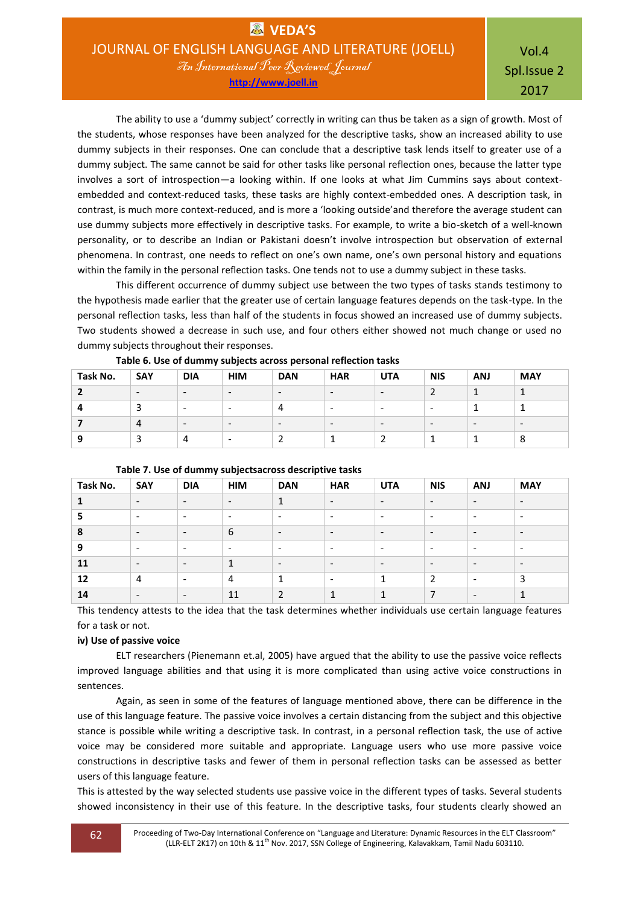The ability to use a 'dummy subject' correctly in writing can thus be taken as a sign of growth. Most of the students, whose responses have been analyzed for the descriptive tasks, show an increased ability to use dummy subjects in their responses. One can conclude that a descriptive task lends itself to greater use of a dummy subject. The same cannot be said for other tasks like personal reflection ones, because the latter type involves a sort of introspection—a looking within. If one looks at what Jim Cummins says about context-embedded and context-reduced tasks, these tasks are highly context-embedded ones. A description task, in contrast, is much more context-reduced, and is more a 'looking outside'and therefore the average student can use dummy subjects more effectively in descriptive tasks. For example, to write a bio-sketch of a well-known personality, or to describe an Indian or Pakistani doesn't involve introspection but observation of external phenomena. In contrast, one needs to reflect on one's own name, one's own personal history and equations within the family in the personal reflection tasks. One tends not to use a dummy subject in these tasks.

This different occurrence of dummy subject use between the two types of tasks stands testimony to the hypothesis made earlier that the greater use of certain language features depends on the task-type. In the personal reflection tasks, less than half of the students in focus showed an increased use of dummy subjects. Two students showed a decrease in such use, and four others either showed not much change or used no dummy subjects throughout their responses.

**Table 6. Use of dummy subjects across personal reflection tasks**

| Task No. | SAY | DIA | HIM | DAN | HAR | UTA | NIS | ANJ | MAY |
|---|---|---|---|---|---|---|---|---|---|
| **2** | - | - | - | - | - | - | 2 | 1 | 1 |
| **4** | 3 | - | - | 4 | - | - | - | 1 | 1 |
| **7** | 4 | - | - | - | - | - | - | - | - |
| **9** | 3 | 4 | - | 2 | 1 | 2 | 1 | 1 | 8 |

**Table 7. Use of dummy subjectsacross descriptive tasks**

| Task No. | SAY | DIA | HIM | DAN | HAR | UTA | NIS | ANJ | MAY |
|---|---|---|---|---|---|---|---|---|---|
| **1** | - | - | - | 1 | - | - | - | - | - |
| **5** | - | - | - | - | - | - | - | - | - |
| **8** | - | - | 6 | - | - | - | - | - | - |
| **9** | - | - | - | - | - | - | - | - | - |
| **11** | - | - | 1 | - | - | - | - | - | - |
| **12** | 4 | - | 4 | 1 | - | 1 | 2 | - | 3 |
| **14** | - | - | 11 | 2 | 1 | 1 | 7 | - | 1 |

This tendency attests to the idea that the task determines whether individuals use certain language features for a task or not.

**iv) Use of passive voice**

ELT researchers (Pienemann et.al, 2005) have argued that the ability to use the passive voice reflects improved language abilities and that using it is more complicated than using active voice constructions in sentences.

Again, as seen in some of the features of language mentioned above, there can be difference in the use of this language feature. The passive voice involves a certain distancing from the subject and this objective stance is possible while writing a descriptive task. In contrast, in a personal reflection task, the use of active voice may be considered more suitable and appropriate. Language users who use more passive voice constructions in descriptive tasks and fewer of them in personal reflection tasks can be assessed as better users of this language feature.

This is attested by the way selected students use passive voice in the different types of tasks. Several students showed inconsistency in their use of this feature. In the descriptive tasks, four students clearly showed an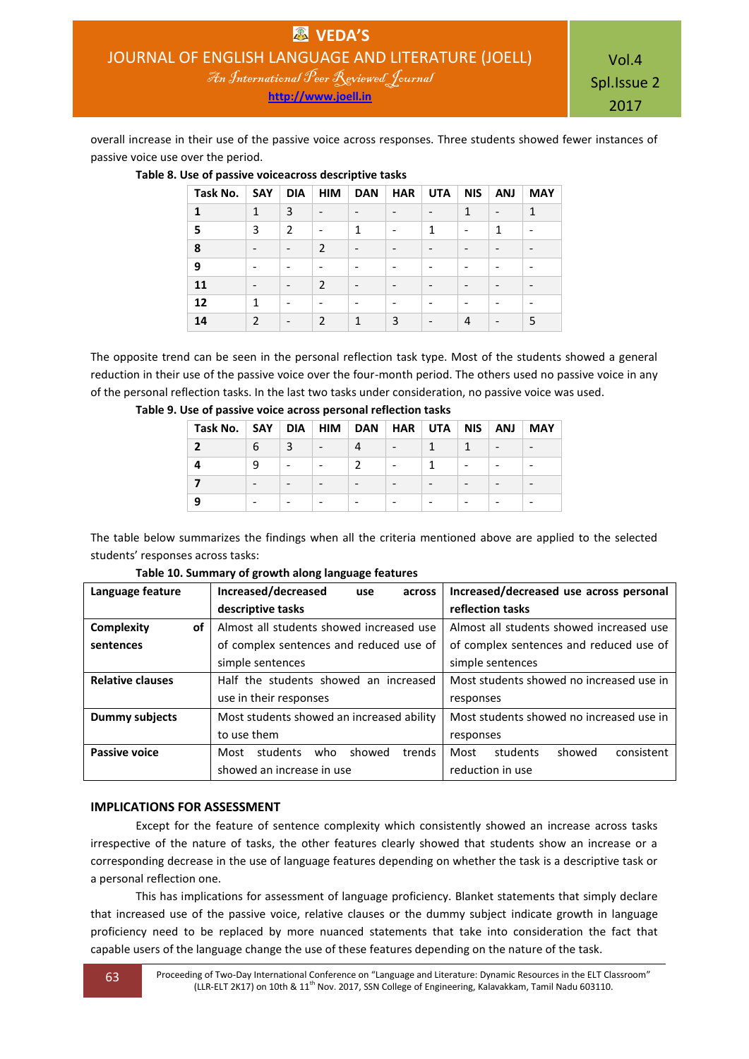overall increase in their use of the passive voice across responses. Three students showed fewer instances of passive voice use over the period.

**Table 8. Use of passive voiceacross descriptive tasks**

| Task No. | SAY | DIA | HIM | DAN | HAR | UTA | NIS | ANJ | MAY |
|---|---|---|---|---|---|---|---|---|---|
| **1** | 1 | 3 | - | - | - | - | 1 | - | 1 |
| **5** | 3 | 2 | - | 1 | - | 1 | - | 1 | - |
| **8** | - | - | 2 | - | - | - | - | - | - |
| **9** | - | - | - | - | - | - | - | - | - |
| **11** | - | - | 2 | - | - | - | - | - | - |
| **12** | 1 | - | - | - | - | - | - | - | - |
| **14** | 2 | - | 2 | 1 | 3 | - | 4 | - | 5 |

The opposite trend can be seen in the personal reflection task type. Most of the students showed a general reduction in their use of the passive voice over the four-month period. The others used no passive voice in any of the personal reflection tasks. In the last two tasks under consideration, no passive voice was used.

**Table 9. Use of passive voice across personal reflection tasks**

| Task No. | SAY | DIA | HIM | DAN | HAR | UTA | NIS | ANJ | MAY |
|---|---|---|---|---|---|---|---|---|---|
| **2** | 6 | 3 | - | 4 | - | 1 | 1 | - | - |
| **4** | 9 | - | - | 2 | - | 1 | - | - | - |
| **7** | - | - | - | - | - | - | - | - | - |
| **9** | - | - | - | - | - | - | - | - | - |

The table below summarizes the findings when all the criteria mentioned above are applied to the selected students' responses across tasks:

**Table 10. Summary of growth along language features**

| Language feature | Increased/decreased use across descriptive tasks | Increased/decreased use across personal reflection tasks |
|---|---|---|
| **Complexity of sentences** | Almost all students showed increased use of complex sentences and reduced use of simple sentences | Almost all students showed increased use of complex sentences and reduced use of simple sentences |
| **Relative clauses** | Half the students showed an increased use in their responses | Most students showed no increased use in responses |
| **Dummy subjects** | Most students showed an increased ability to use them | Most students showed no increased use in responses |
| **Passive voice** | Most students who showed trends showed an increase in use | Most students showed consistent reduction in use |

## IMPLICATIONS FOR ASSESSMENT

Except for the feature of sentence complexity which consistently showed an increase across tasks irrespective of the nature of tasks, the other features clearly showed that students show an increase or a corresponding decrease in the use of language features depending on whether the task is a descriptive task or a personal reflection one.

This has implications for assessment of language proficiency. Blanket statements that simply declare that increased use of the passive voice, relative clauses or the dummy subject indicate growth in language proficiency need to be replaced by more nuanced statements that take into consideration the fact that capable users of the language change the use of these features depending on the nature of the task.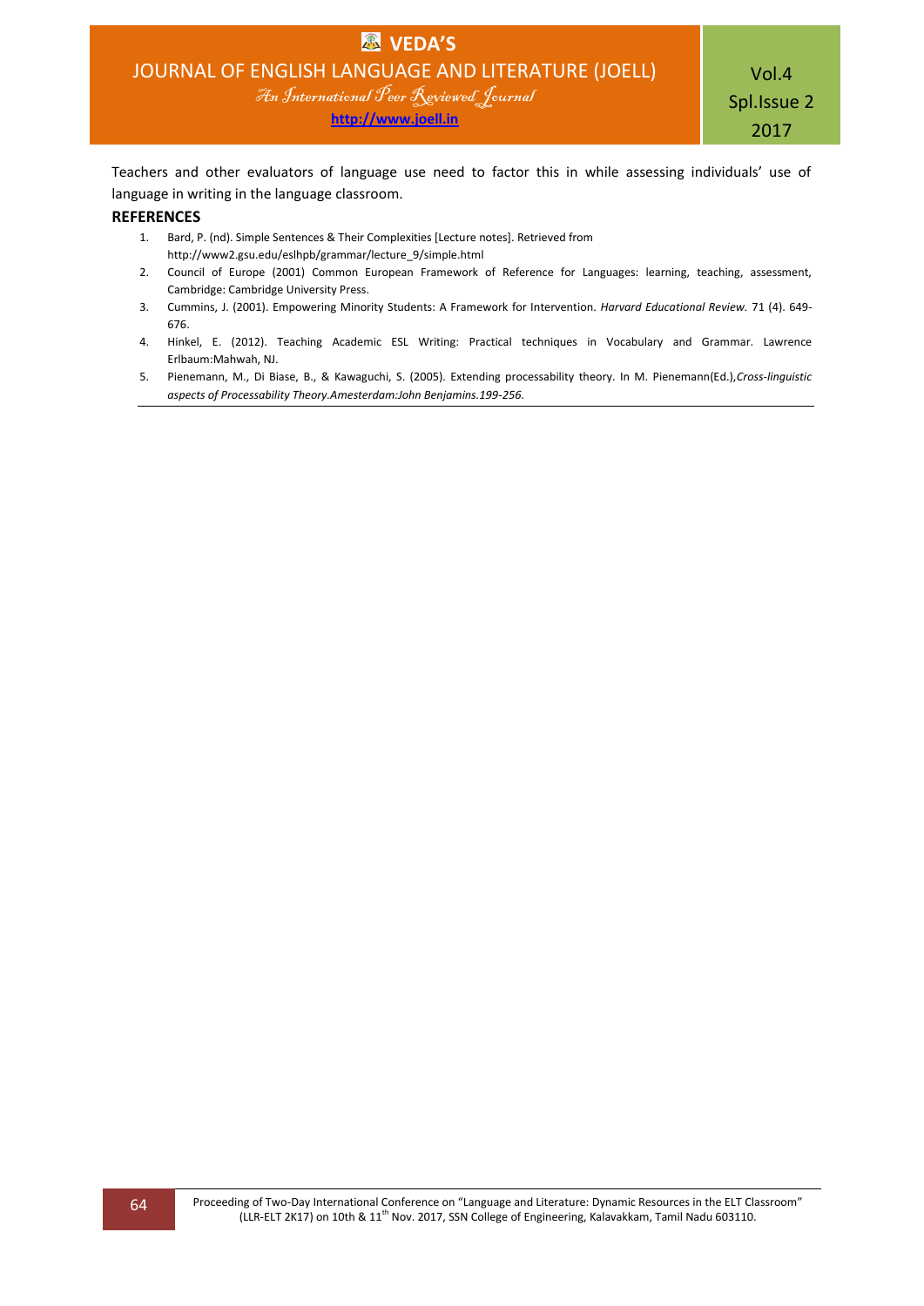Teachers and other evaluators of language use need to factor this in while assessing individuals' use of language in writing in the language classroom.

**REFERENCES**

1. Bard, P. (nd). Simple Sentences & Their Complexities [Lecture notes]. Retrieved from http://www2.gsu.edu/eslhpb/grammar/lecture_9/simple.html
2. Council of Europe (2001) Common European Framework of Reference for Languages: learning, teaching, assessment, Cambridge: Cambridge University Press.
3. Cummins, J. (2001). Empowering Minority Students: A Framework for Intervention. *Harvard Educational Review.* 71 (4). 649-676.
4. Hinkel, E. (2012). Teaching Academic ESL Writing: Practical techniques in Vocabulary and Grammar. Lawrence Erlbaum:Mahwah, NJ.
5. Pienemann, M., Di Biase, B., & Kawaguchi, S. (2005). Extending processability theory. In M. Pienemann(Ed.),*Cross-linguistic aspects of Processability Theory.Amesterdam:John Benjamins.199-256.*